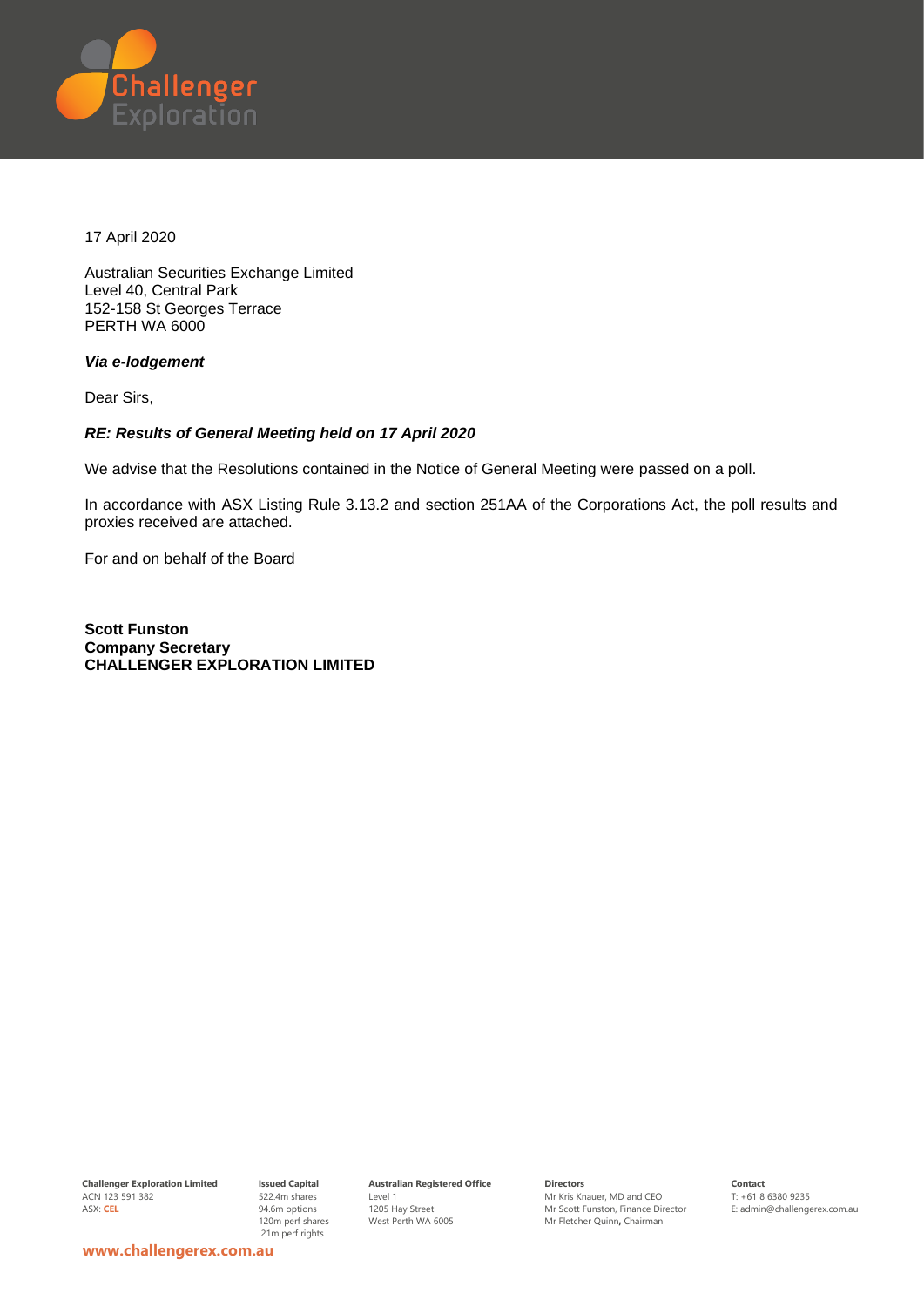17 April 2020

Australian Securities Exchange Limited
Level 40, Central Park
152-158 St Georges Terrace
PERTH WA 6000

***Via e-lodgement***

Dear Sirs,

***RE: Results of General Meeting held on 17 April 2020***

We advise that the Resolutions contained in the Notice of General Meeting were passed on a poll.

In accordance with ASX Listing Rule 3.13.2 and section 251AA of the Corporations Act, the poll results and proxies received are attached.

For and on behalf of the Board

**Scott Funston**
**Company Secretary**
**CHALLENGER EXPLORATION LIMITED**

**Challenger Exploration Limited**
ACN 123 591 382
ASX: **CEL**

**Issued Capital**
522.4m shares
94.6m options
120m perf shares
21m perf rights

**Australian Registered Office**
Level 1
1205 Hay Street
West Perth WA 6005

**Directors**
Mr Kris Knauer, MD and CEO
Mr Scott Funston, Finance Director
Mr Fletcher Quinn, Chairman

**Contact**
T: +61 8 6380 9235
E: admin@challengerex.com.au

**www.challengerex.com.au**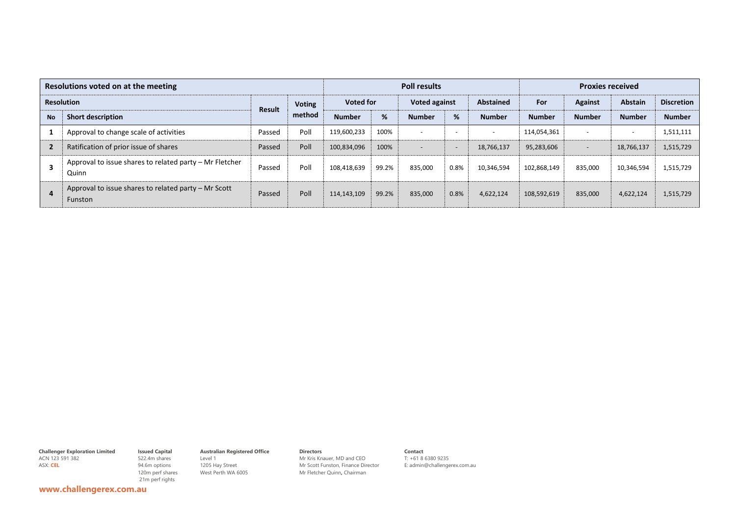| Resolutions voted on at the meeting | | | | Poll results | | | | | Proxies received | | | |
|---|---|---|---|---|---|---|---|---|---|---|---|---|
| Resolution | | Result | Voting method | Voted for | | Voted against | | Abstained | For | Against | Abstain | Discretion |
| No | Short description | | | Number | % | Number | % | Number | Number | Number | Number | Number |
| 1 | Approval to change scale of activities | Passed | Poll | 119,600,233 | 100% | - | - | - | 114,054,361 | - | - | 1,511,111 |
| 2 | Ratification of prior issue of shares | Passed | Poll | 100,834,096 | 100% | - | - | 18,766,137 | 95,283,606 | - | 18,766,137 | 1,515,729 |
| 3 | Approval to issue shares to related party – Mr Fletcher Quinn | Passed | Poll | 108,418,639 | 99.2% | 835,000 | 0.8% | 10,346,594 | 102,868,149 | 835,000 | 10,346,594 | 1,515,729 |
| 4 | Approval to issue shares to related party – Mr Scott Funston | Passed | Poll | 114,143,109 | 99.2% | 835,000 | 0.8% | 4,622,124 | 108,592,619 | 835,000 | 4,622,124 | 1,515,729 |

**Challenger Exploration Limited**
ACN 123 591 382
ASX: **CEL**

**Issued Capital**
522.4m shares
94.6m options
120m perf shares
21m perf rights

**Australian Registered Office**
Level 1
1205 Hay Street
West Perth WA 6005

**Directors**
Mr Kris Knauer, MD and CEO
Mr Scott Funston, Finance Director
Mr Fletcher Quinn, Chairman

**Contact**
T: +61 8 6380 9235
E: admin@challengerex.com.au

**www.challengerex.com.au**